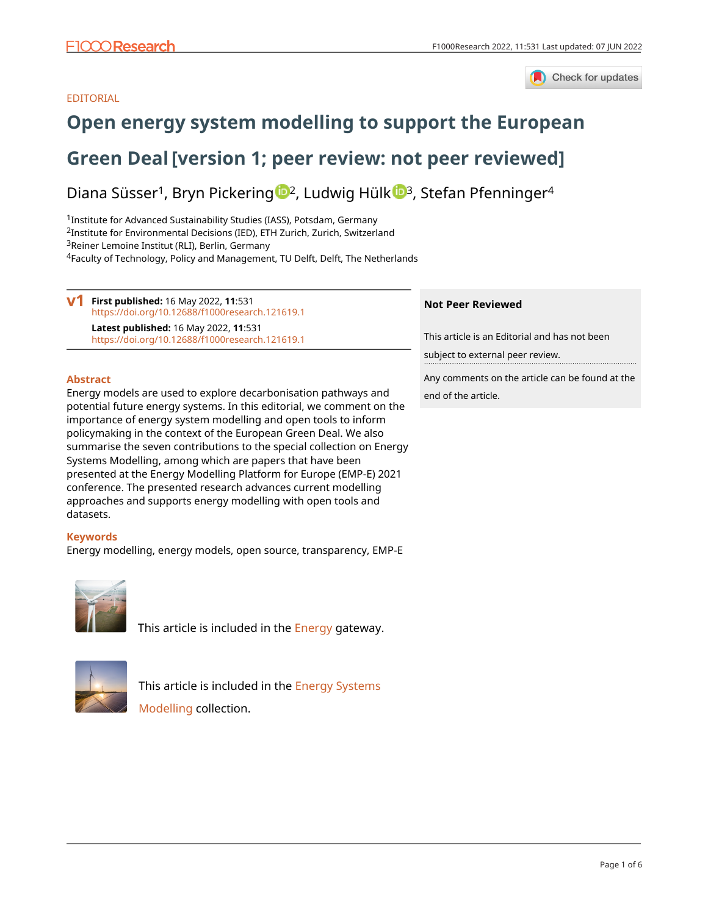EDITORIAL

# Open energy system modelling to support the European Green Deal [version 1; peer review: not peer reviewed]

Diana Süsser[1], Bryn Pickering[2], Ludwig Hülk[3], Stefan Pfenninger[4]

[1]Institute for Advanced Sustainability Studies (IASS), Potsdam, Germany
[2]Institute for Environmental Decisions (IED), ETH Zurich, Zurich, Switzerland
[3]Reiner Lemoine Institut (RLI), Berlin, Germany
[4]Faculty of Technology, Policy and Management, TU Delft, Delft, The Netherlands

**v1** **First published:** 16 May 2022, **11**:531 https://doi.org/10.12688/f1000research.121619.1
**Latest published:** 16 May 2022, **11**:531 https://doi.org/10.12688/f1000research.121619.1

## Abstract

Energy models are used to explore decarbonisation pathways and potential future energy systems. In this editorial, we comment on the importance of energy system modelling and open tools to inform policymaking in the context of the European Green Deal. We also summarise the seven contributions to the special collection on Energy Systems Modelling, among which are papers that have been presented at the Energy Modelling Platform for Europe (EMP-E) 2021 conference. The presented research advances current modelling approaches and supports energy modelling with open tools and datasets.

## Keywords

Energy modelling, energy models, open source, transparency, EMP-E

**Not Peer Reviewed**

This article is an Editorial and has not been subject to external peer review.

Any comments on the article can be found at the end of the article.

This article is included in the Energy gateway.

This article is included in the Energy Systems Modelling collection.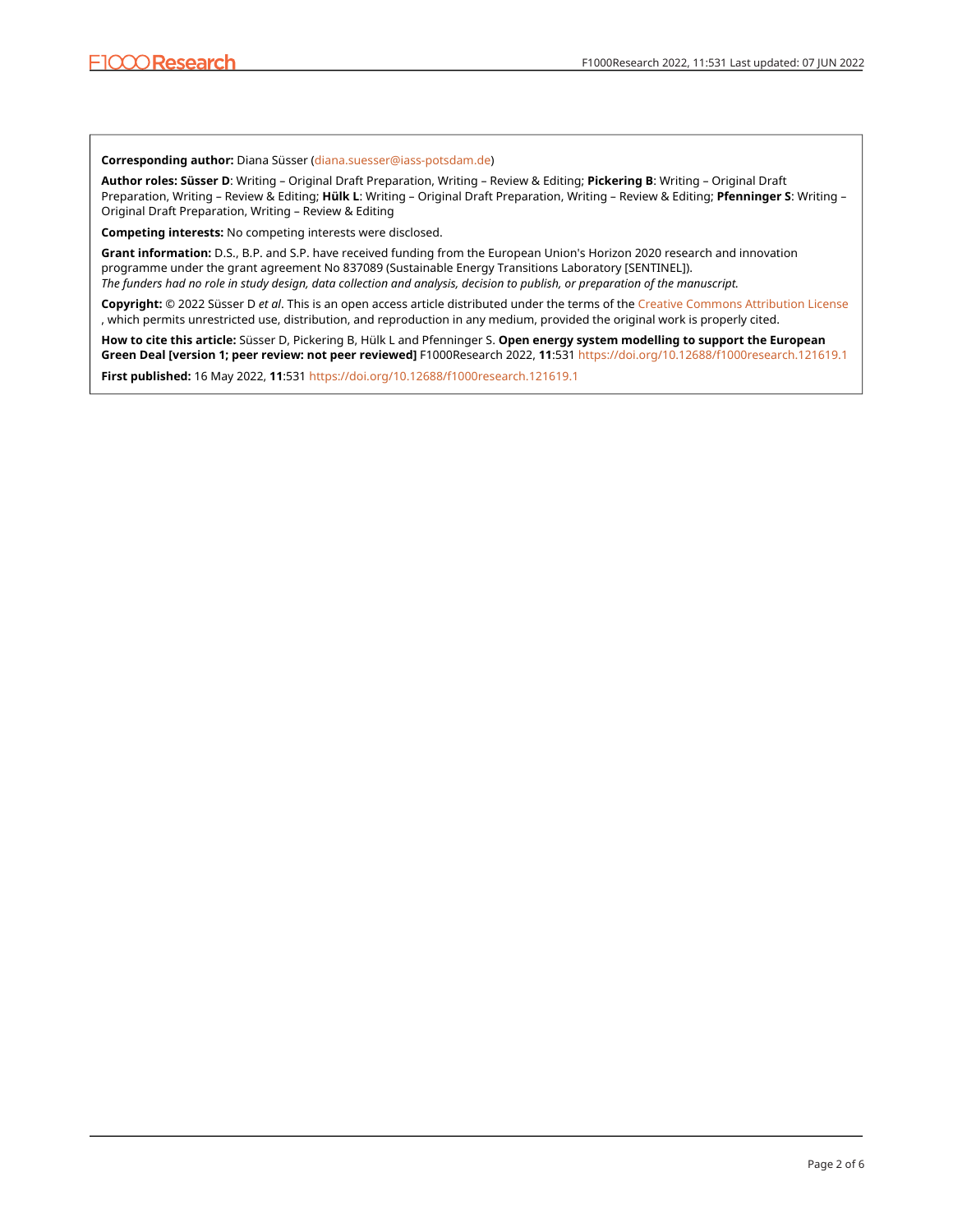**Corresponding author:** Diana Süsser (diana.suesser@iass-potsdam.de)

**Author roles: Süsser D**: Writing – Original Draft Preparation, Writing – Review & Editing; **Pickering B**: Writing – Original Draft Preparation, Writing – Review & Editing; **Hülk L**: Writing – Original Draft Preparation, Writing – Review & Editing; **Pfenninger S**: Writing – Original Draft Preparation, Writing – Review & Editing

**Competing interests:** No competing interests were disclosed.

**Grant information:** D.S., B.P. and S.P. have received funding from the European Union's Horizon 2020 research and innovation programme under the grant agreement No 837089 (Sustainable Energy Transitions Laboratory [SENTINEL]).
*The funders had no role in study design, data collection and analysis, decision to publish, or preparation of the manuscript.*

**Copyright:** © 2022 Süsser D *et al*. This is an open access article distributed under the terms of the Creative Commons Attribution License, which permits unrestricted use, distribution, and reproduction in any medium, provided the original work is properly cited.

**How to cite this article:** Süsser D, Pickering B, Hülk L and Pfenninger S. **Open energy system modelling to support the European Green Deal [version 1; peer review: not peer reviewed]** F1000Research 2022, **11**:531 https://doi.org/10.12688/f1000research.121619.1

**First published:** 16 May 2022, **11**:531 https://doi.org/10.12688/f1000research.121619.1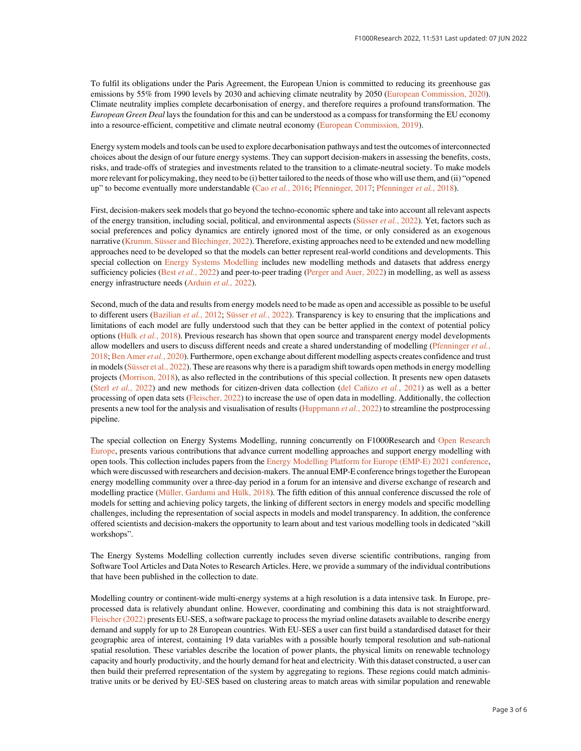To fulfil its obligations under the Paris Agreement, the European Union is committed to reducing its greenhouse gas emissions by 55% from 1990 levels by 2030 and achieving climate neutrality by 2050 (European Commission, 2020). Climate neutrality implies complete decarbonisation of energy, and therefore requires a profound transformation. The *European Green Deal* lays the foundation for this and can be understood as a compass for transforming the EU economy into a resource-efficient, competitive and climate neutral economy (European Commission, 2019).

Energy system models and tools can be used to explore decarbonisation pathways and test the outcomes of interconnected choices about the design of our future energy systems. They can support decision-makers in assessing the benefits, costs, risks, and trade-offs of strategies and investments related to the transition to a climate-neutral society. To make models more relevant for policymaking, they need to be (i) better tailored to the needs of those who will use them, and (ii) "opened up" to become eventually more understandable (Cao *et al.*, 2016; Pfenninger, 2017; Pfenninger *et al.*, 2018).

First, decision-makers seek models that go beyond the techno-economic sphere and take into account all relevant aspects of the energy transition, including social, political, and environmental aspects (Süsser *et al.*, 2022). Yet, factors such as social preferences and policy dynamics are entirely ignored most of the time, or only considered as an exogenous narrative (Krumm, Süsser and Blechinger, 2022). Therefore, existing approaches need to be extended and new modelling approaches need to be developed so that the models can better represent real-world conditions and developments. This special collection on Energy Systems Modelling includes new modelling methods and datasets that address energy sufficiency policies (Best *et al.*, 2022) and peer-to-peer trading (Perger and Auer, 2022) in modelling, as well as assess energy infrastructure needs (Arduin *et al.,* 2022).

Second, much of the data and results from energy models need to be made as open and accessible as possible to be useful to different users (Bazilian *et al.*, 2012; Süsser *et al.*, 2022). Transparency is key to ensuring that the implications and limitations of each model are fully understood such that they can be better applied in the context of potential policy options (Hülk *et al.*, 2018). Previous research has shown that open source and transparent energy model developments allow modellers and users to discuss different needs and create a shared understanding of modelling (Pfenninger *et al.*, 2018; Ben Amer *et al.*, 2020). Furthermore, open exchange about different modelling aspects creates confidence and trust in models (Süsser et al., 2022). These are reasons why there is a paradigm shift towards open methods in energy modelling projects (Morrison, 2018), as also reflected in the contributions of this special collection. It presents new open datasets (Sterl *et al.*, 2022) and new methods for citizen-driven data collection (del Cañizo *et al.*, 2021) as well as a better processing of open data sets (Fleischer, 2022) to increase the use of open data in modelling. Additionally, the collection presents a new tool for the analysis and visualisation of results (Huppmann *et al.*, 2022) to streamline the postprocessing pipeline.

The special collection on Energy Systems Modelling, running concurrently on F1000Research and Open Research Europe, presents various contributions that advance current modelling approaches and support energy modelling with open tools. This collection includes papers from the Energy Modelling Platform for Europe (EMP-E) 2021 conference, which were discussed with researchers and decision-makers. The annual EMP-E conference brings together the European energy modelling community over a three-day period in a forum for an intensive and diverse exchange of research and modelling practice (Müller, Gardumi and Hülk, 2018). The fifth edition of this annual conference discussed the role of models for setting and achieving policy targets, the linking of different sectors in energy models and specific modelling challenges, including the representation of social aspects in models and model transparency. In addition, the conference offered scientists and decision-makers the opportunity to learn about and test various modelling tools in dedicated "skill workshops".

The Energy Systems Modelling collection currently includes seven diverse scientific contributions, ranging from Software Tool Articles and Data Notes to Research Articles. Here, we provide a summary of the individual contributions that have been published in the collection to date.

Modelling country or continent-wide multi-energy systems at a high resolution is a data intensive task. In Europe, pre-processed data is relatively abundant online. However, coordinating and combining this data is not straightforward. Fleischer (2022) presents EU-SES, a software package to process the myriad online datasets available to describe energy demand and supply for up to 28 European countries. With EU-SES a user can first build a standardised dataset for their geographic area of interest, containing 19 data variables with a possible hourly temporal resolution and sub-national spatial resolution. These variables describe the location of power plants, the physical limits on renewable technology capacity and hourly productivity, and the hourly demand for heat and electricity. With this dataset constructed, a user can then build their preferred representation of the system by aggregating to regions. These regions could match administrative units or be derived by EU-SES based on clustering areas to match areas with similar population and renewable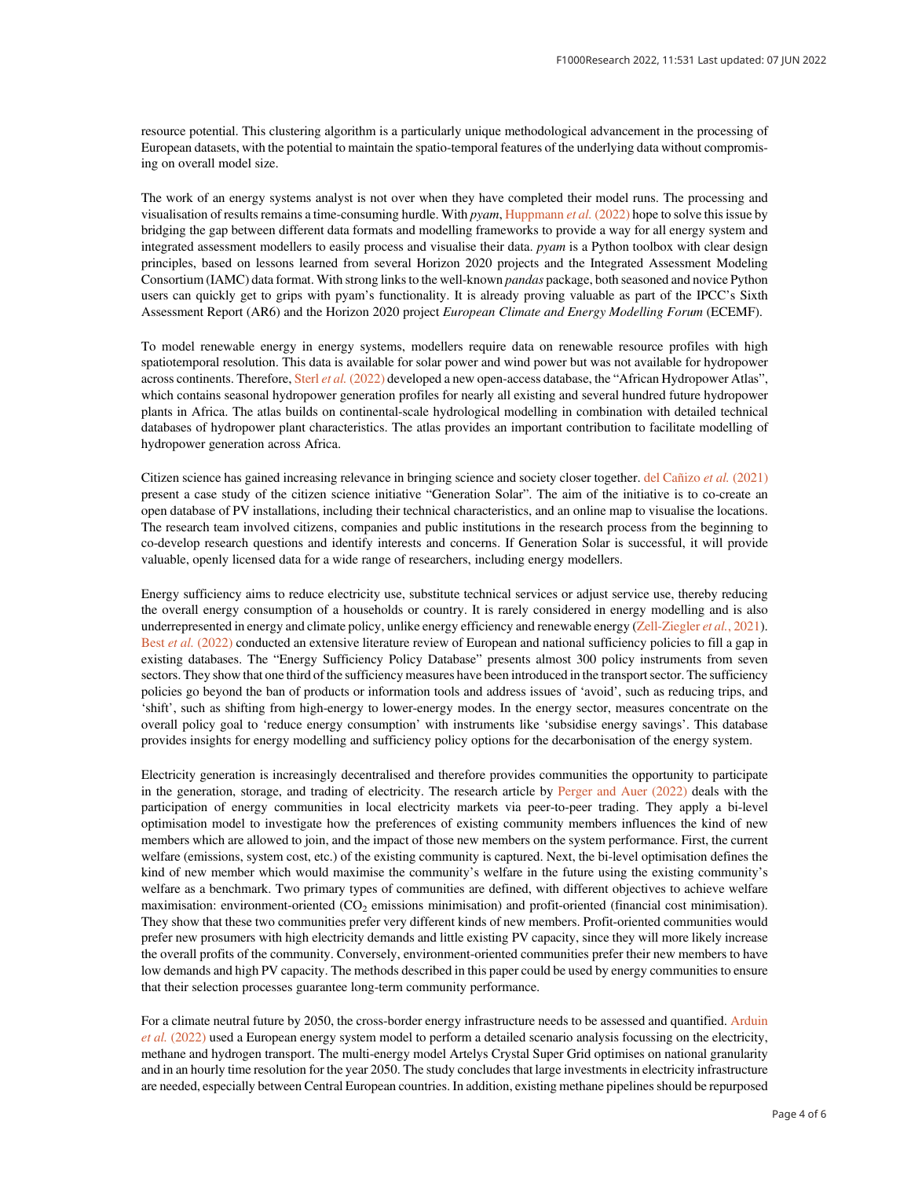resource potential. This clustering algorithm is a particularly unique methodological advancement in the processing of European datasets, with the potential to maintain the spatio-temporal features of the underlying data without compromising on overall model size.

The work of an energy systems analyst is not over when they have completed their model runs. The processing and visualisation of results remains a time-consuming hurdle. With *pyam*, Huppmann *et al.* (2022) hope to solve this issue by bridging the gap between different data formats and modelling frameworks to provide a way for all energy system and integrated assessment modellers to easily process and visualise their data. *pyam* is a Python toolbox with clear design principles, based on lessons learned from several Horizon 2020 projects and the Integrated Assessment Modeling Consortium (IAMC) data format. With strong links to the well-known *pandas* package, both seasoned and novice Python users can quickly get to grips with pyam's functionality. It is already proving valuable as part of the IPCC's Sixth Assessment Report (AR6) and the Horizon 2020 project *European Climate and Energy Modelling Forum* (ECEMF).

To model renewable energy in energy systems, modellers require data on renewable resource profiles with high spatiotemporal resolution. This data is available for solar power and wind power but was not available for hydropower across continents. Therefore, Sterl *et al.* (2022) developed a new open-access database, the "African Hydropower Atlas", which contains seasonal hydropower generation profiles for nearly all existing and several hundred future hydropower plants in Africa. The atlas builds on continental-scale hydrological modelling in combination with detailed technical databases of hydropower plant characteristics. The atlas provides an important contribution to facilitate modelling of hydropower generation across Africa.

Citizen science has gained increasing relevance in bringing science and society closer together. del Cañizo *et al.* (2021) present a case study of the citizen science initiative "Generation Solar". The aim of the initiative is to co-create an open database of PV installations, including their technical characteristics, and an online map to visualise the locations. The research team involved citizens, companies and public institutions in the research process from the beginning to co-develop research questions and identify interests and concerns. If Generation Solar is successful, it will provide valuable, openly licensed data for a wide range of researchers, including energy modellers.

Energy sufficiency aims to reduce electricity use, substitute technical services or adjust service use, thereby reducing the overall energy consumption of a households or country. It is rarely considered in energy modelling and is also underrepresented in energy and climate policy, unlike energy efficiency and renewable energy (Zell-Ziegler *et al.*, 2021). Best *et al.* (2022) conducted an extensive literature review of European and national sufficiency policies to fill a gap in existing databases. The "Energy Sufficiency Policy Database" presents almost 300 policy instruments from seven sectors. They show that one third of the sufficiency measures have been introduced in the transport sector. The sufficiency policies go beyond the ban of products or information tools and address issues of 'avoid', such as reducing trips, and 'shift', such as shifting from high-energy to lower-energy modes. In the energy sector, measures concentrate on the overall policy goal to 'reduce energy consumption' with instruments like 'subsidise energy savings'. This database provides insights for energy modelling and sufficiency policy options for the decarbonisation of the energy system.

Electricity generation is increasingly decentralised and therefore provides communities the opportunity to participate in the generation, storage, and trading of electricity. The research article by Perger and Auer (2022) deals with the participation of energy communities in local electricity markets via peer-to-peer trading. They apply a bi-level optimisation model to investigate how the preferences of existing community members influences the kind of new members which are allowed to join, and the impact of those new members on the system performance. First, the current welfare (emissions, system cost, etc.) of the existing community is captured. Next, the bi-level optimisation defines the kind of new member which would maximise the community's welfare in the future using the existing community's welfare as a benchmark. Two primary types of communities are defined, with different objectives to achieve welfare maximisation: environment-oriented ($CO_2$ emissions minimisation) and profit-oriented (financial cost minimisation). They show that these two communities prefer very different kinds of new members. Profit-oriented communities would prefer new prosumers with high electricity demands and little existing PV capacity, since they will more likely increase the overall profits of the community. Conversely, environment-oriented communities prefer their new members to have low demands and high PV capacity. The methods described in this paper could be used by energy communities to ensure that their selection processes guarantee long-term community performance.

For a climate neutral future by 2050, the cross-border energy infrastructure needs to be assessed and quantified. Arduin *et al.* (2022) used a European energy system model to perform a detailed scenario analysis focussing on the electricity, methane and hydrogen transport. The multi-energy model Artelys Crystal Super Grid optimises on national granularity and in an hourly time resolution for the year 2050. The study concludes that large investments in electricity infrastructure are needed, especially between Central European countries. In addition, existing methane pipelines should be repurposed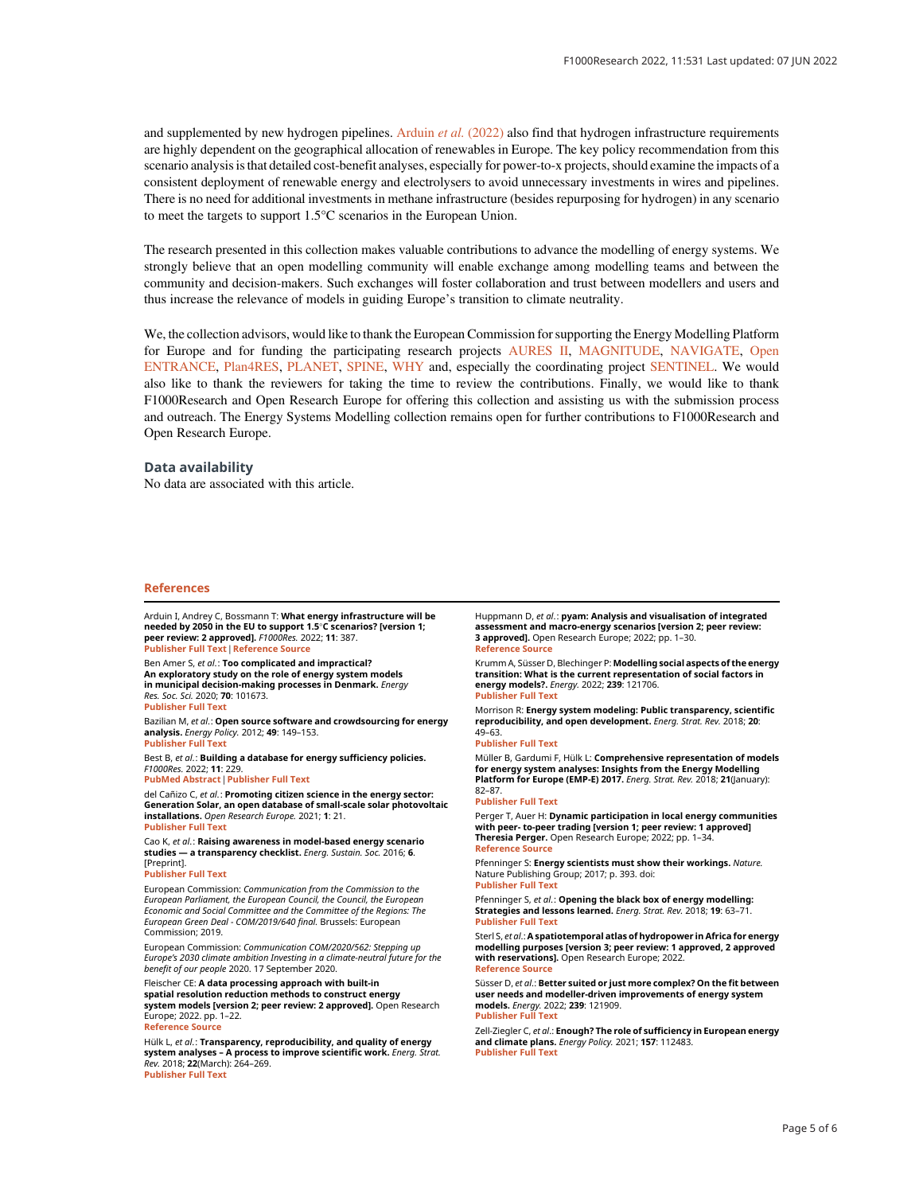and supplemented by new hydrogen pipelines. Arduin *et al.* (2022) also find that hydrogen infrastructure requirements are highly dependent on the geographical allocation of renewables in Europe. The key policy recommendation from this scenario analysis is that detailed cost-benefit analyses, especially for power-to-x projects, should examine the impacts of a consistent deployment of renewable energy and electrolysers to avoid unnecessary investments in wires and pipelines. There is no need for additional investments in methane infrastructure (besides repurposing for hydrogen) in any scenario to meet the targets to support 1.5°C scenarios in the European Union.

The research presented in this collection makes valuable contributions to advance the modelling of energy systems. We strongly believe that an open modelling community will enable exchange among modelling teams and between the community and decision-makers. Such exchanges will foster collaboration and trust between modellers and users and thus increase the relevance of models in guiding Europe's transition to climate neutrality.

We, the collection advisors, would like to thank the European Commission for supporting the Energy Modelling Platform for Europe and for funding the participating research projects AURES II, MAGNITUDE, NAVIGATE, Open ENTRANCE, Plan4RES, PLANET, SPINE, WHY and, especially the coordinating project SENTINEL. We would also like to thank the reviewers for taking the time to review the contributions. Finally, we would like to thank F1000Research and Open Research Europe for offering this collection and assisting us with the submission process and outreach. The Energy Systems Modelling collection remains open for further contributions to F1000Research and Open Research Europe.

### Data availability

No data are associated with this article.

## References

Arduin I, Andrey C, Bossmann T: **What energy infrastructure will be needed by 2050 in the EU to support 1.5°C scenarios? [version 1; peer review: 2 approved].** *F1000Res.* 2022; **11**: 387.
Publisher Full Text | Reference Source

Ben Amer S, *et al.*: **Too complicated and impractical? An exploratory study on the role of energy system models in municipal decision-making processes in Denmark.** *Energy Res. Soc. Sci.* 2020; **70**: 101673.
Publisher Full Text

Bazilian M, *et al.*: **Open source software and crowdsourcing for energy analysis.** *Energy Policy.* 2012; **49**: 149–153.
Publisher Full Text

Best B, *et al.*: **Building a database for energy sufficiency policies.** *F1000Res.* 2022; **11**: 229.
PubMed Abstract | Publisher Full Text

del Cañizo C, *et al.*: **Promoting citizen science in the energy sector: Generation Solar, an open database of small-scale solar photovoltaic installations.** *Open Research Europe.* 2021; **1**: 21.
Publisher Full Text

Cao K, *et al.*: **Raising awareness in model-based energy scenario studies — a transparency checklist.** *Energ. Sustain. Soc.* 2016; **6**. [Preprint].
Publisher Full Text

European Commission: *Communication from the Commission to the European Parliament, the European Council, the Council, the European Economic and Social Committee and the Committee of the Regions: The European Green Deal - COM/2019/640 final.* Brussels: European Commission; 2019.

European Commission: *Communication COM/2020/562: Stepping up Europe's 2030 climate ambition Investing in a climate-neutral future for the benefit of our people* 2020. 17 September 2020.

Fleischer CE: **A data processing approach with built-in spatial resolution reduction methods to construct energy system models [version 2; peer review: 2 approved].** Open Research Europe; 2022. pp. 1–22.
Reference Source

Hülk L, *et al.*: **Transparency, reproducibility, and quality of energy system analyses – A process to improve scientific work.** *Energ. Strat. Rev.* 2018; **22**(March): 264–269.
Publisher Full Text

Huppmann D, *et al.*: **pyam: Analysis and visualisation of integrated assessment and macro-energy scenarios [version 2; peer review: 3 approved].** Open Research Europe; 2022; pp. 1–30.
Reference Source

Krumm A, Süsser D, Blechinger P: **Modelling social aspects of the energy transition: What is the current representation of social factors in energy models?.** *Energy.* 2022; **239**: 121706.
Publisher Full Text

Morrison R: **Energy system modeling: Public transparency, scientific reproducibility, and open development.** *Energ. Strat. Rev.* 2018; **20**: 49–63.
Publisher Full Text

Müller B, Gardumi F, Hülk L: **Comprehensive representation of models for energy system analyses: Insights from the Energy Modelling Platform for Europe (EMP-E) 2017.** *Energ. Strat. Rev.* 2018; **21**(January): 82–87.
Publisher Full Text

Perger T, Auer H: **Dynamic participation in local energy communities with peer- to-peer trading [version 1; peer review: 1 approved] Theresia Perger.** Open Research Europe; 2022; pp. 1–34.
Reference Source

Pfenninger S: **Energy scientists must show their workings.** *Nature.* Nature Publishing Group; 2017; p. 393. doi:
Publisher Full Text

Pfenninger S, *et al.*: **Opening the black box of energy modelling: Strategies and lessons learned.** *Energ. Strat. Rev.* 2018; **19**: 63–71.
Publisher Full Text

Sterl S, *et al.*: **A spatiotemporal atlas of hydropower in Africa for energy modelling purposes [version 3; peer review: 1 approved, 2 approved with reservations].** Open Research Europe; 2022.
Reference Source

Süsser D, *et al.*: **Better suited or just more complex? On the fit between user needs and modeller-driven improvements of energy system models.** *Energy.* 2022; **239**: 121909.
Publisher Full Text

Zell-Ziegler C, *et al.*: **Enough? The role of sufficiency in European energy and climate plans.** *Energy Policy.* 2021; **157**: 112483.
Publisher Full Text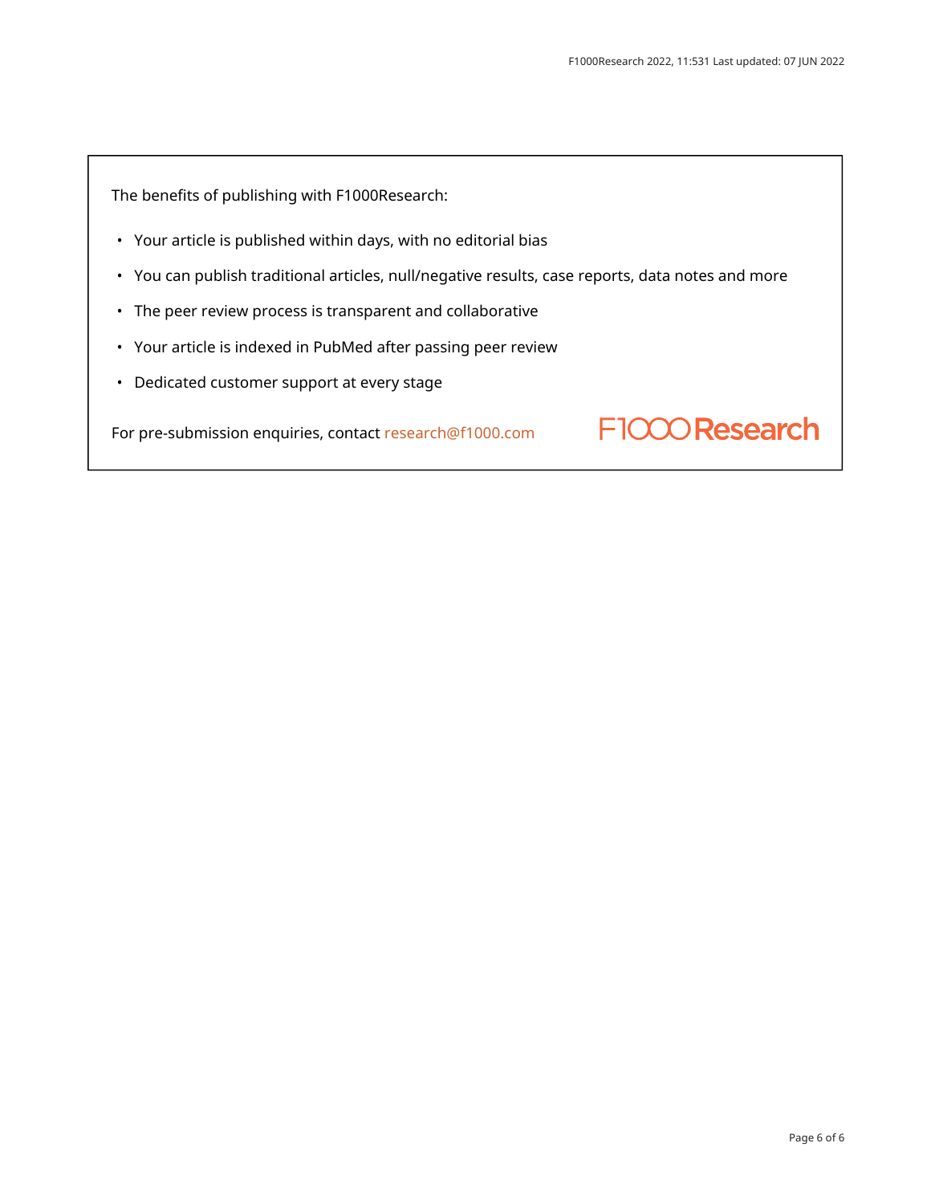The benefits of publishing with F1000Research:

- Your article is published within days, with no editorial bias
- You can publish traditional articles, null/negative results, case reports, data notes and more
- The peer review process is transparent and collaborative
- Your article is indexed in PubMed after passing peer review
- Dedicated customer support at every stage

For pre-submission enquiries, contact research@f1000.com

F1000Research